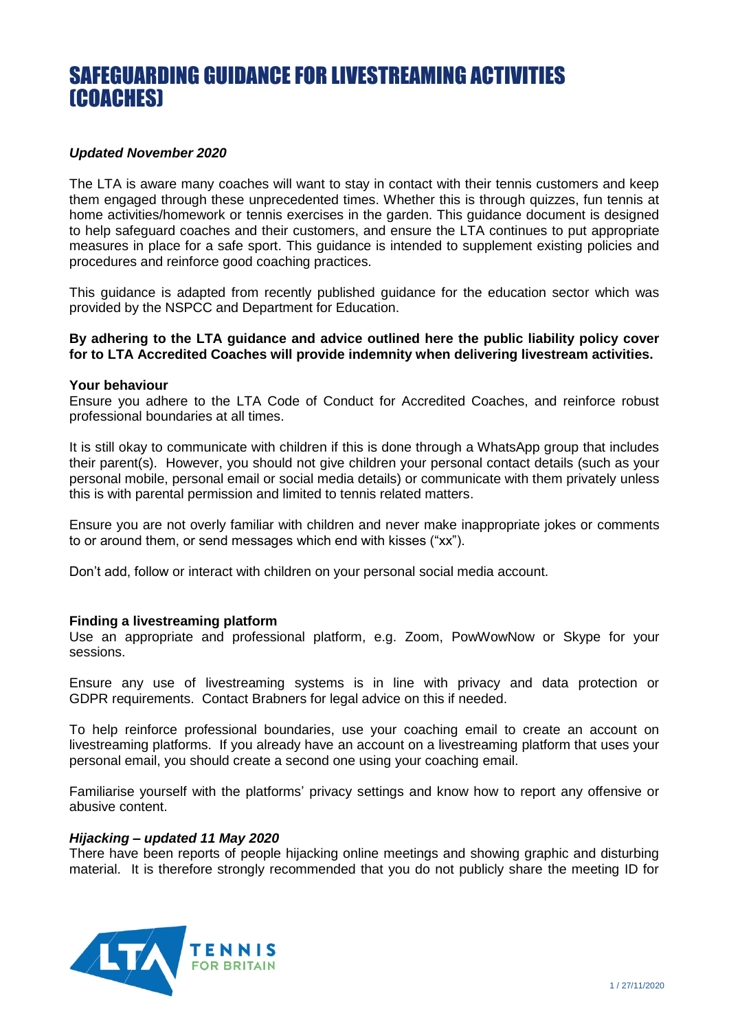# SAFEGUARDING GUIDANCE FOR LIVESTREAMING ACTIVITIES (COACHES)

***Updated November 2020***

The LTA is aware many coaches will want to stay in contact with their tennis customers and keep them engaged through these unprecedented times. Whether this is through quizzes, fun tennis at home activities/homework or tennis exercises in the garden. This guidance document is designed to help safeguard coaches and their customers, and ensure the LTA continues to put appropriate measures in place for a safe sport. This guidance is intended to supplement existing policies and procedures and reinforce good coaching practices.

This guidance is adapted from recently published guidance for the education sector which was provided by the NSPCC and Department for Education.

**By adhering to the LTA guidance and advice outlined here the public liability policy cover for to LTA Accredited Coaches will provide indemnity when delivering livestream activities.**

**Your behaviour**

Ensure you adhere to the LTA Code of Conduct for Accredited Coaches, and reinforce robust professional boundaries at all times.

It is still okay to communicate with children if this is done through a WhatsApp group that includes their parent(s). However, you should not give children your personal contact details (such as your personal mobile, personal email or social media details) or communicate with them privately unless this is with parental permission and limited to tennis related matters.

Ensure you are not overly familiar with children and never make inappropriate jokes or comments to or around them, or send messages which end with kisses ("xx").

Don't add, follow or interact with children on your personal social media account.

**Finding a livestreaming platform**

Use an appropriate and professional platform, e.g. Zoom, PowWowNow or Skype for your sessions.

Ensure any use of livestreaming systems is in line with privacy and data protection or GDPR requirements. Contact Brabners for legal advice on this if needed.

To help reinforce professional boundaries, use your coaching email to create an account on livestreaming platforms. If you already have an account on a livestreaming platform that uses your personal email, you should create a second one using your coaching email.

Familiarise yourself with the platforms' privacy settings and know how to report any offensive or abusive content.

***Hijacking – updated 11 May 2020***

There have been reports of people hijacking online meetings and showing graphic and disturbing material. It is therefore strongly recommended that you do not publicly share the meeting ID for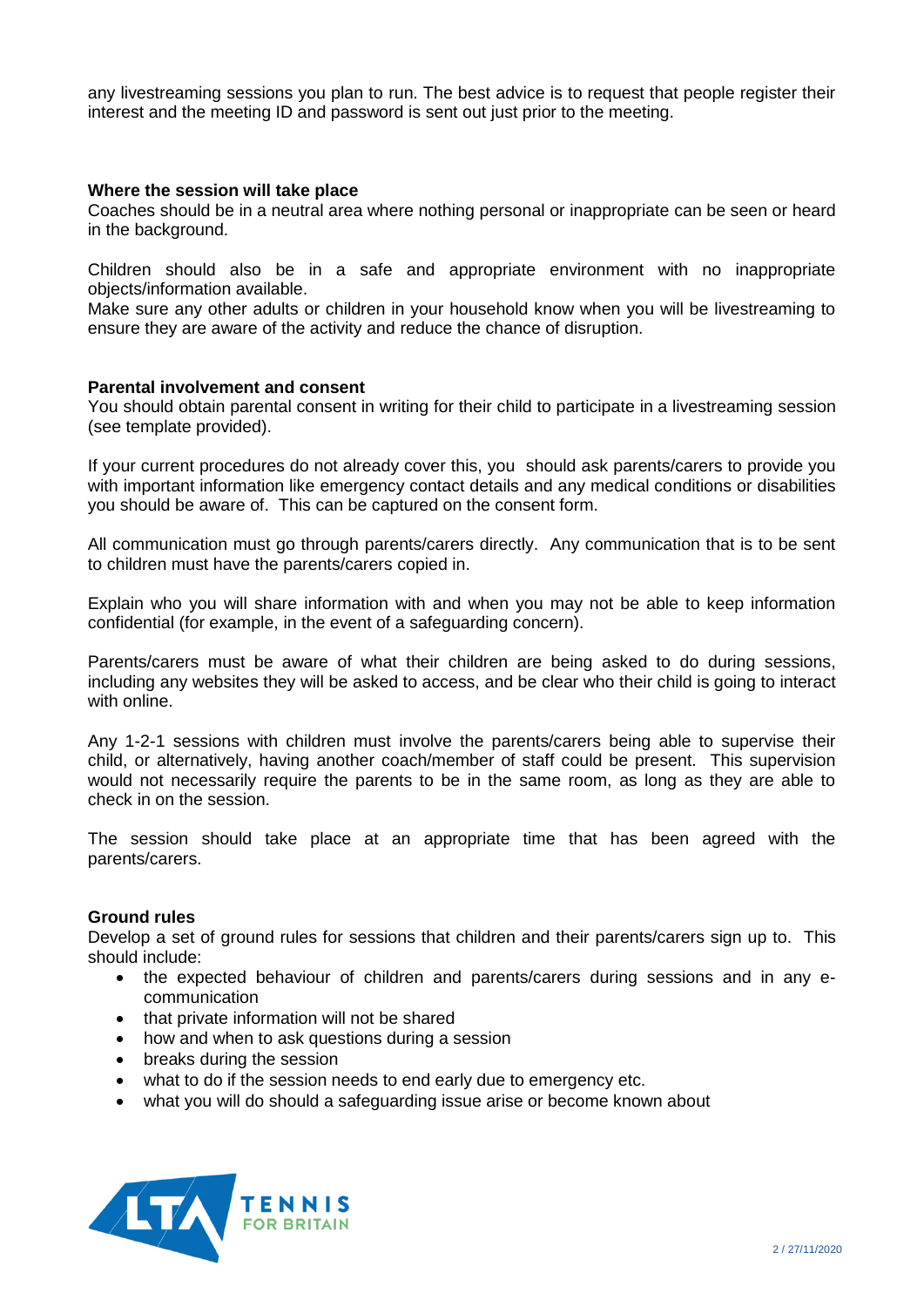any livestreaming sessions you plan to run. The best advice is to request that people register their interest and the meeting ID and password is sent out just prior to the meeting.

**Where the session will take place**

Coaches should be in a neutral area where nothing personal or inappropriate can be seen or heard in the background.

Children should also be in a safe and appropriate environment with no inappropriate objects/information available.

Make sure any other adults or children in your household know when you will be livestreaming to ensure they are aware of the activity and reduce the chance of disruption.

**Parental involvement and consent**

You should obtain parental consent in writing for their child to participate in a livestreaming session (see template provided).

If your current procedures do not already cover this, you should ask parents/carers to provide you with important information like emergency contact details and any medical conditions or disabilities you should be aware of. This can be captured on the consent form.

All communication must go through parents/carers directly. Any communication that is to be sent to children must have the parents/carers copied in.

Explain who you will share information with and when you may not be able to keep information confidential (for example, in the event of a safeguarding concern).

Parents/carers must be aware of what their children are being asked to do during sessions, including any websites they will be asked to access, and be clear who their child is going to interact with online.

Any 1-2-1 sessions with children must involve the parents/carers being able to supervise their child, or alternatively, having another coach/member of staff could be present. This supervision would not necessarily require the parents to be in the same room, as long as they are able to check in on the session.

The session should take place at an appropriate time that has been agreed with the parents/carers.

**Ground rules**

Develop a set of ground rules for sessions that children and their parents/carers sign up to. This should include:

- the expected behaviour of children and parents/carers during sessions and in any e-communication
- that private information will not be shared
- how and when to ask questions during a session
- breaks during the session
- what to do if the session needs to end early due to emergency etc.
- what you will do should a safeguarding issue arise or become known about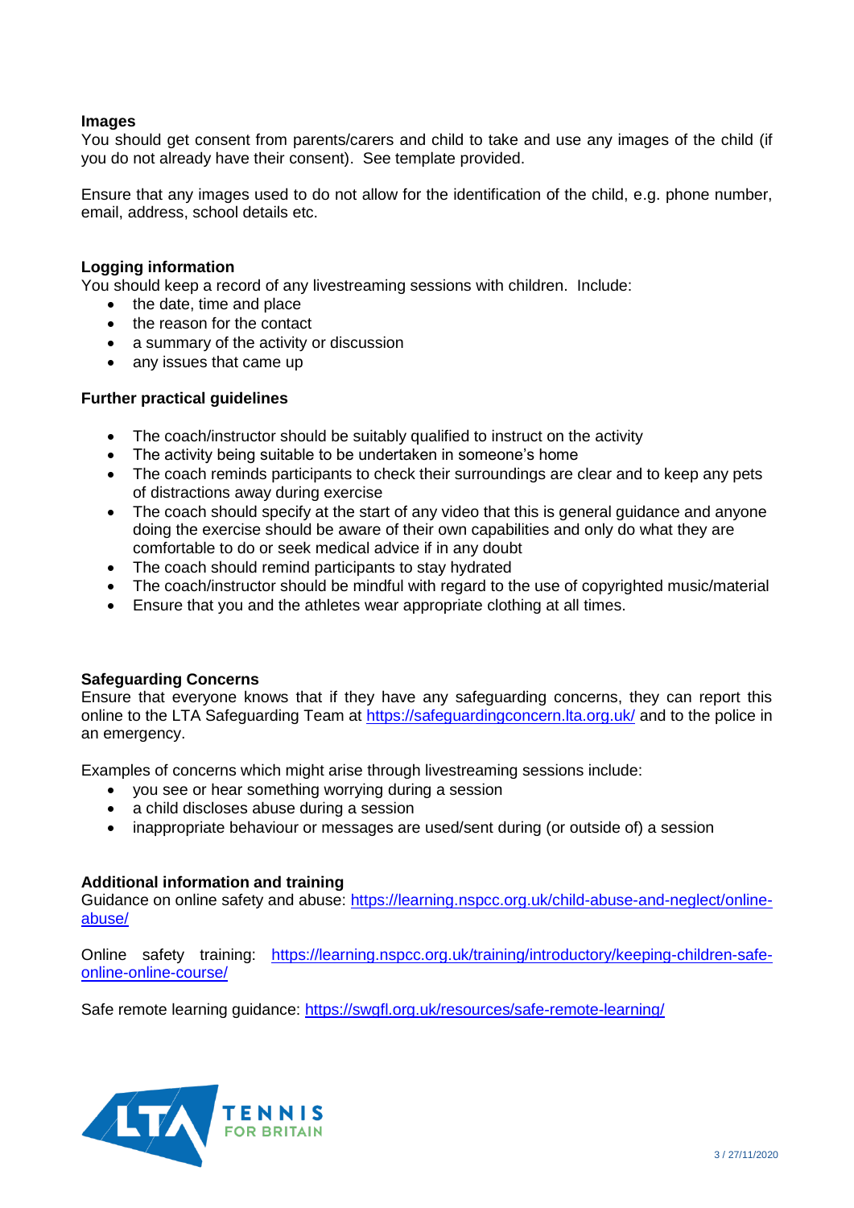**Images**

You should get consent from parents/carers and child to take and use any images of the child (if you do not already have their consent). See template provided.

Ensure that any images used to do not allow for the identification of the child, e.g. phone number, email, address, school details etc.

**Logging information**

You should keep a record of any livestreaming sessions with children. Include:

- the date, time and place
- the reason for the contact
- a summary of the activity or discussion
- any issues that came up

**Further practical guidelines**

- The coach/instructor should be suitably qualified to instruct on the activity
- The activity being suitable to be undertaken in someone's home
- The coach reminds participants to check their surroundings are clear and to keep any pets of distractions away during exercise
- The coach should specify at the start of any video that this is general guidance and anyone doing the exercise should be aware of their own capabilities and only do what they are comfortable to do or seek medical advice if in any doubt
- The coach should remind participants to stay hydrated
- The coach/instructor should be mindful with regard to the use of copyrighted music/material
- Ensure that you and the athletes wear appropriate clothing at all times.

**Safeguarding Concerns**

Ensure that everyone knows that if they have any safeguarding concerns, they can report this online to the LTA Safeguarding Team at https://safeguardingconcern.lta.org.uk/ and to the police in an emergency.

Examples of concerns which might arise through livestreaming sessions include:

- you see or hear something worrying during a session
- a child discloses abuse during a session
- inappropriate behaviour or messages are used/sent during (or outside of) a session

**Additional information and training**

Guidance on online safety and abuse: https://learning.nspcc.org.uk/child-abuse-and-neglect/online-abuse/

Online safety training: https://learning.nspcc.org.uk/training/introductory/keeping-children-safe-online-online-course/

Safe remote learning guidance: https://swgfl.org.uk/resources/safe-remote-learning/